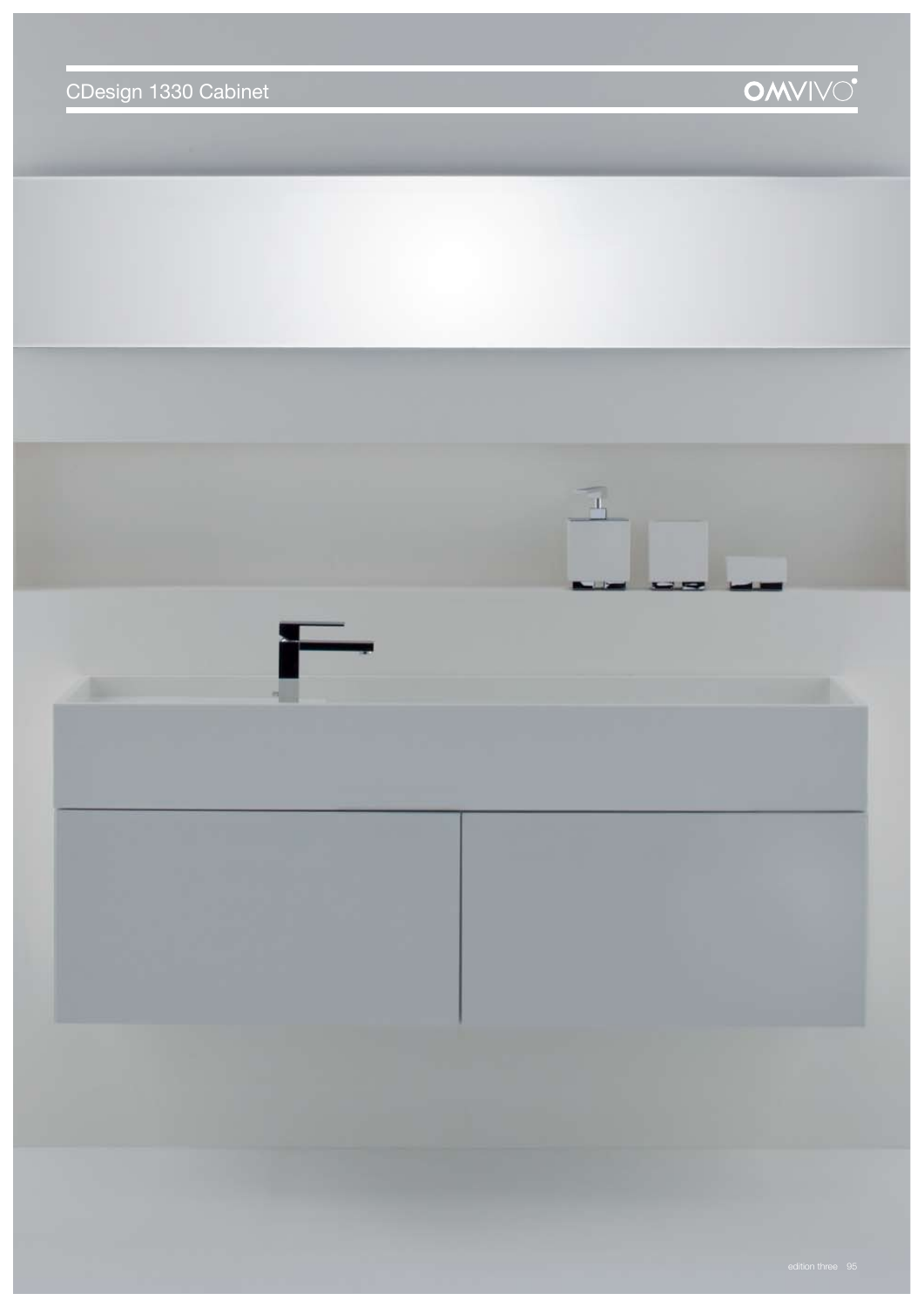# CDesign 1330 Cabinet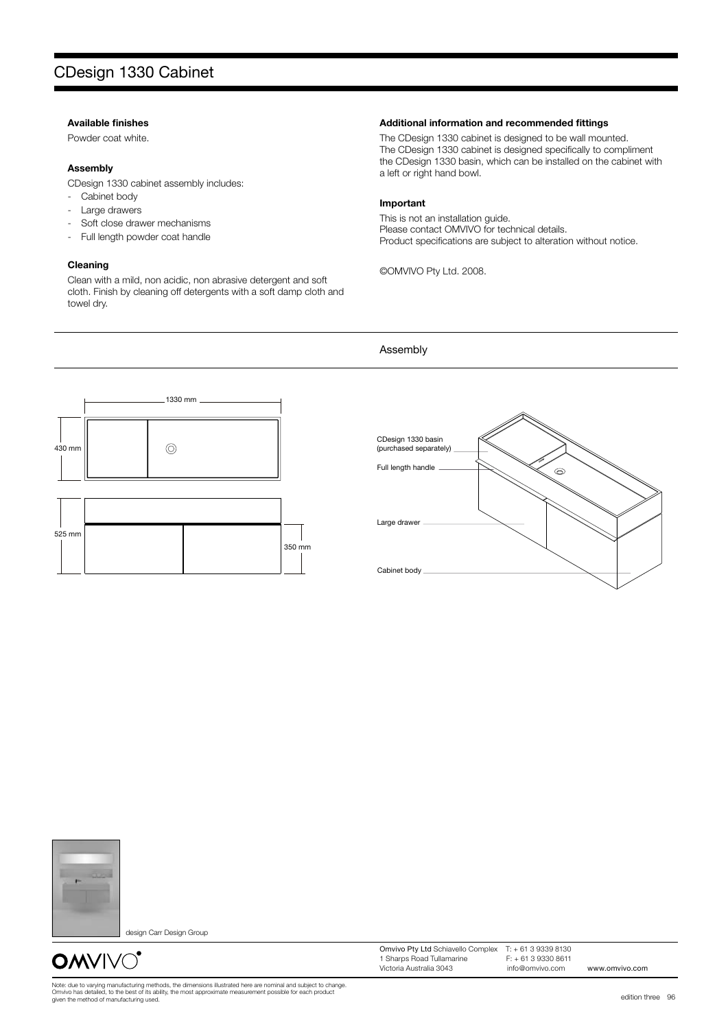# CDesign 1330 Cabinet

### Available finishes

Powder coat white.

### Assembly

CDesign 1330 cabinet assembly includes:

- Cabinet body
- Large drawers
- Soft close drawer mechanisms
- Full length powder coat handle

### Cleaning

Clean with a mild, non acidic, non abrasive detergent and soft cloth. Finish by cleaning off detergents with a soft damp cloth and towel dry.

### Additional information and recommended fittings

The CDesign 1330 cabinet is designed to be wall mounted.
The CDesign 1330 cabinet is designed specifically to compliment the CDesign 1330 basin, which can be installed on the cabinet with a left or right hand bowl.

### Important

This is not an installation guide.
Please contact OMVIVO for technical details.
Product specifications are subject to alteration without notice.

©OMVIVO Pty Ltd. 2008.

## Assembly

1330 mm
430 mm
525 mm
350 mm

CDesign 1330 basin (purchased separately)
Full length handle
Large drawer
Cabinet body

design Carr Design Group

OMVIVO

Omvivo Pty Ltd Schiavello Complex
1 Sharps Road Tullamarine
Victoria Australia 3043

T: + 61 3 9339 8130
F: + 61 3 9330 8611
info@omvivo.com

www.omvivo.com

Note: due to varying manufacturing methods, the dimensions illustrated here are nominal and subject to change. Omvivo has detailed, to the best of its ability, the most approximate measurement possible for each product given the method of manufacturing used.